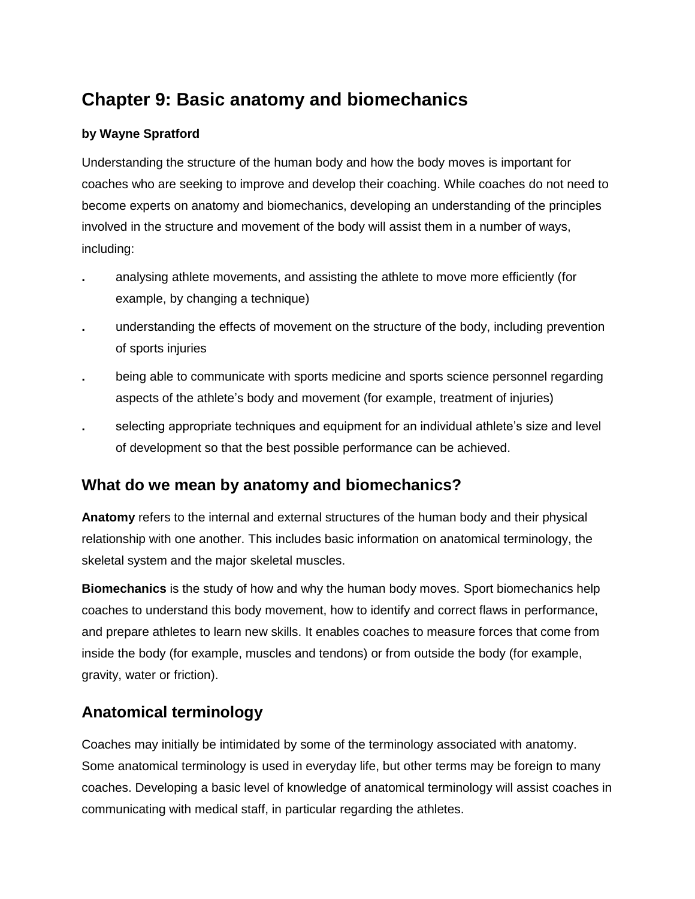# Chapter 9: Basic anatomy and biomechanics

**by Wayne Spratford**

Understanding the structure of the human body and how the body moves is important for coaches who are seeking to improve and develop their coaching. While coaches do not need to become experts on anatomy and biomechanics, developing an understanding of the principles involved in the structure and movement of the body will assist them in a number of ways, including:

- analysing athlete movements, and assisting the athlete to move more efficiently (for example, by changing a technique)
- understanding the effects of movement on the structure of the body, including prevention of sports injuries
- being able to communicate with sports medicine and sports science personnel regarding aspects of the athlete's body and movement (for example, treatment of injuries)
- selecting appropriate techniques and equipment for an individual athlete's size and level of development so that the best possible performance can be achieved.

## What do we mean by anatomy and biomechanics?

**Anatomy** refers to the internal and external structures of the human body and their physical relationship with one another. This includes basic information on anatomical terminology, the skeletal system and the major skeletal muscles.

**Biomechanics** is the study of how and why the human body moves. Sport biomechanics help coaches to understand this body movement, how to identify and correct flaws in performance, and prepare athletes to learn new skills. It enables coaches to measure forces that come from inside the body (for example, muscles and tendons) or from outside the body (for example, gravity, water or friction).

## Anatomical terminology

Coaches may initially be intimidated by some of the terminology associated with anatomy. Some anatomical terminology is used in everyday life, but other terms may be foreign to many coaches. Developing a basic level of knowledge of anatomical terminology will assist coaches in communicating with medical staff, in particular regarding the athletes.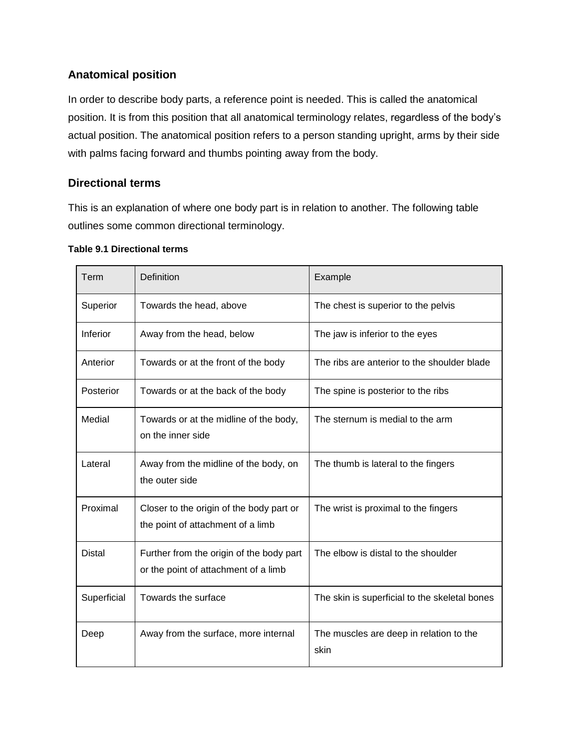## Anatomical position

In order to describe body parts, a reference point is needed. This is called the anatomical position. It is from this position that all anatomical terminology relates, regardless of the body's actual position. The anatomical position refers to a person standing upright, arms by their side with palms facing forward and thumbs pointing away from the body.

## Directional terms

This is an explanation of where one body part is in relation to another. The following table outlines some common directional terminology.

**Table 9.1 Directional terms**

| Term | Definition | Example |
| --- | --- | --- |
| Superior | Towards the head, above | The chest is superior to the pelvis |
| Inferior | Away from the head, below | The jaw is inferior to the eyes |
| Anterior | Towards or at the front of the body | The ribs are anterior to the shoulder blade |
| Posterior | Towards or at the back of the body | The spine is posterior to the ribs |
| Medial | Towards or at the midline of the body, on the inner side | The sternum is medial to the arm |
| Lateral | Away from the midline of the body, on the outer side | The thumb is lateral to the fingers |
| Proximal | Closer to the origin of the body part or the point of attachment of a limb | The wrist is proximal to the fingers |
| Distal | Further from the origin of the body part or the point of attachment of a limb | The elbow is distal to the shoulder |
| Superficial | Towards the surface | The skin is superficial to the skeletal bones |
| Deep | Away from the surface, more internal | The muscles are deep in relation to the skin |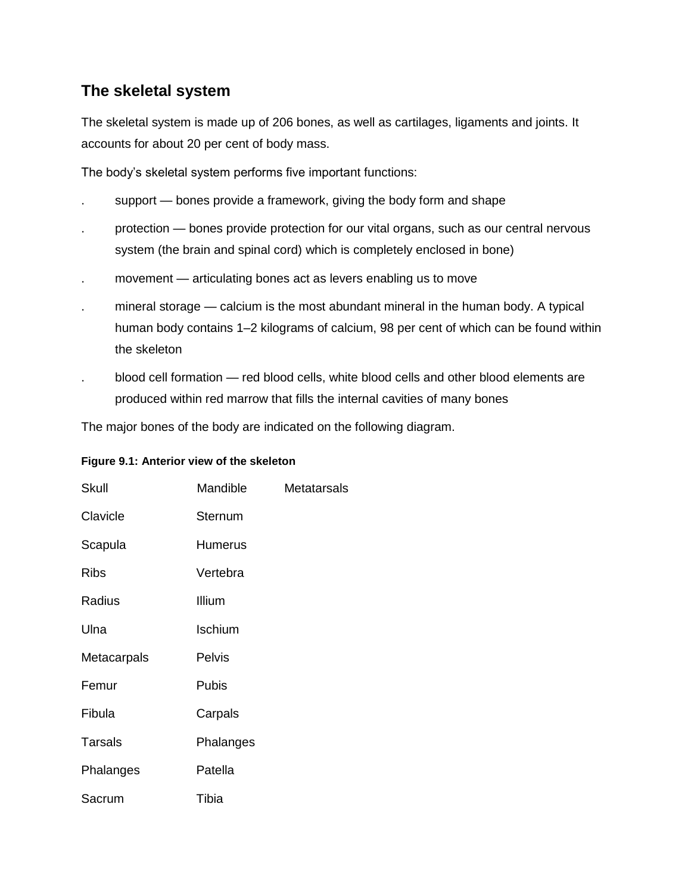## The skeletal system

The skeletal system is made up of 206 bones, as well as cartilages, ligaments and joints. It accounts for about 20 per cent of body mass.

The body's skeletal system performs five important functions:

- support — bones provide a framework, giving the body form and shape
- protection — bones provide protection for our vital organs, such as our central nervous system (the brain and spinal cord) which is completely enclosed in bone)
- movement — articulating bones act as levers enabling us to move
- mineral storage — calcium is the most abundant mineral in the human body. A typical human body contains 1–2 kilograms of calcium, 98 per cent of which can be found within the skeleton
- blood cell formation — red blood cells, white blood cells and other blood elements are produced within red marrow that fills the internal cavities of many bones

The major bones of the body are indicated on the following diagram.

**Figure 9.1: Anterior view of the skeleton**

| | | |
|---|---|---|
| Skull | Mandible | Metatarsals |
| Clavicle | Sternum | |
| Scapula | Humerus | |
| Ribs | Vertebra | |
| Radius | Illium | |
| Ulna | Ischium | |
| Metacarpals | Pelvis | |
| Femur | Pubis | |
| Fibula | Carpals | |
| Tarsals | Phalanges | |
| Phalanges | Patella | |
| Sacrum | Tibia | |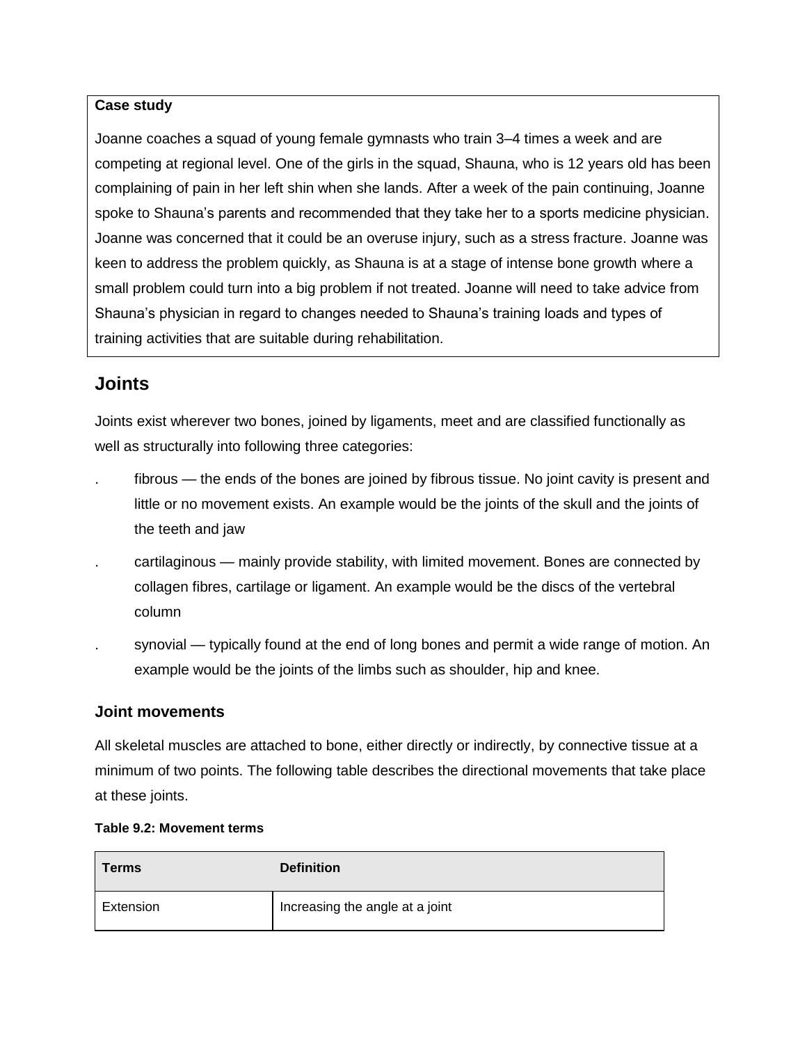**Case study**

Joanne coaches a squad of young female gymnasts who train 3–4 times a week and are competing at regional level. One of the girls in the squad, Shauna, who is 12 years old has been complaining of pain in her left shin when she lands. After a week of the pain continuing, Joanne spoke to Shauna's parents and recommended that they take her to a sports medicine physician. Joanne was concerned that it could be an overuse injury, such as a stress fracture. Joanne was keen to address the problem quickly, as Shauna is at a stage of intense bone growth where a small problem could turn into a big problem if not treated. Joanne will need to take advice from Shauna's physician in regard to changes needed to Shauna's training loads and types of training activities that are suitable during rehabilitation.

## Joints

Joints exist wherever two bones, joined by ligaments, meet and are classified functionally as well as structurally into following three categories:

- fibrous — the ends of the bones are joined by fibrous tissue. No joint cavity is present and little or no movement exists. An example would be the joints of the skull and the joints of the teeth and jaw
- cartilaginous — mainly provide stability, with limited movement. Bones are connected by collagen fibres, cartilage or ligament. An example would be the discs of the vertebral column
- synovial — typically found at the end of long bones and permit a wide range of motion. An example would be the joints of the limbs such as shoulder, hip and knee.

### Joint movements

All skeletal muscles are attached to bone, either directly or indirectly, by connective tissue at a minimum of two points. The following table describes the directional movements that take place at these joints.

**Table 9.2: Movement terms**

| Terms | Definition |
| --- | --- |
| Extension | Increasing the angle at a joint |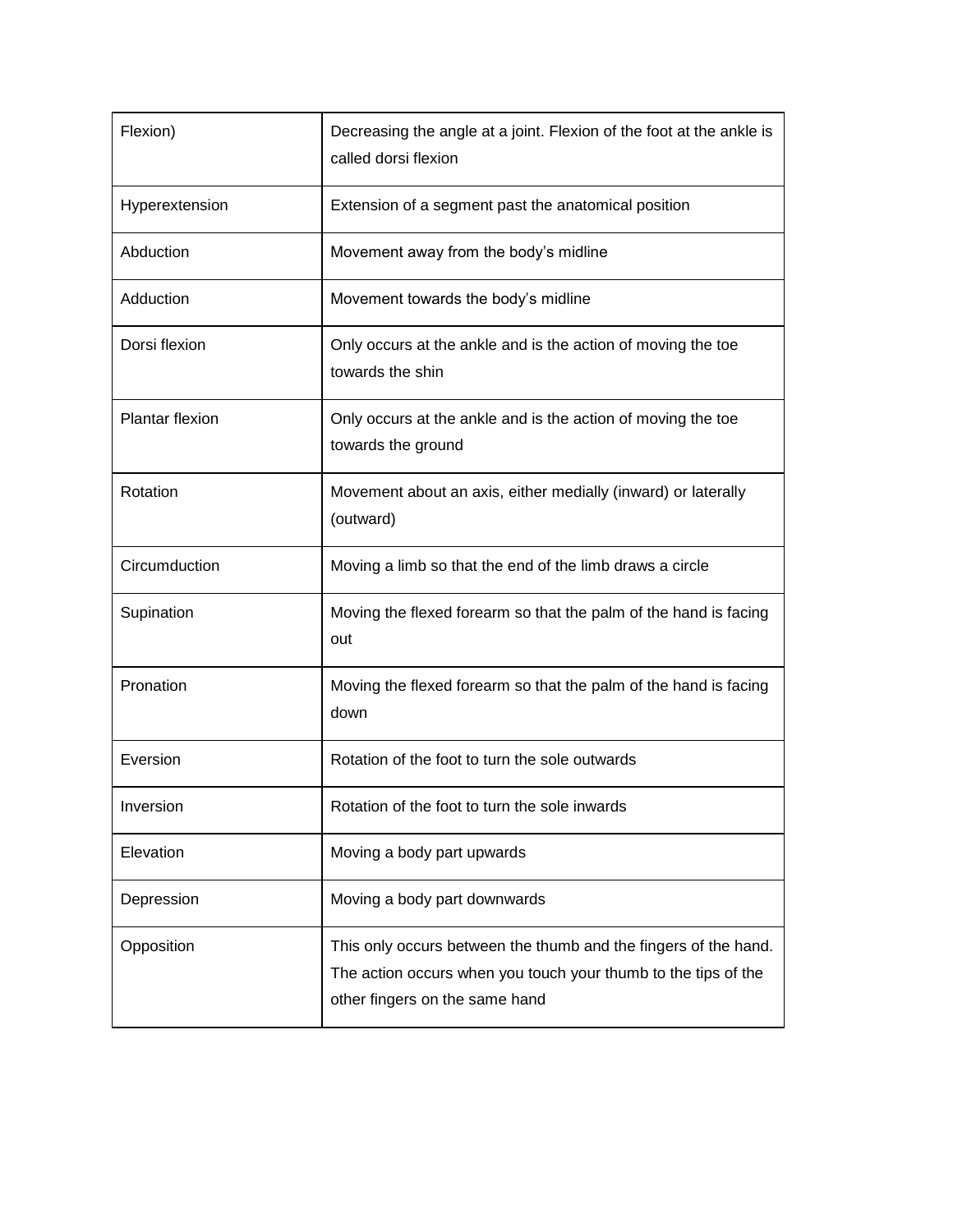| Flexion) | Decreasing the angle at a joint. Flexion of the foot at the ankle is called dorsi flexion |
|---|---|
| Hyperextension | Extension of a segment past the anatomical position |
| Abduction | Movement away from the body’s midline |
| Adduction | Movement towards the body’s midline |
| Dorsi flexion | Only occurs at the ankle and is the action of moving the toe towards the shin |
| Plantar flexion | Only occurs at the ankle and is the action of moving the toe towards the ground |
| Rotation | Movement about an axis, either medially (inward) or laterally (outward) |
| Circumduction | Moving a limb so that the end of the limb draws a circle |
| Supination | Moving the flexed forearm so that the palm of the hand is facing out |
| Pronation | Moving the flexed forearm so that the palm of the hand is facing down |
| Eversion | Rotation of the foot to turn the sole outwards |
| Inversion | Rotation of the foot to turn the sole inwards |
| Elevation | Moving a body part upwards |
| Depression | Moving a body part downwards |
| Opposition | This only occurs between the thumb and the fingers of the hand. The action occurs when you touch your thumb to the tips of the other fingers on the same hand |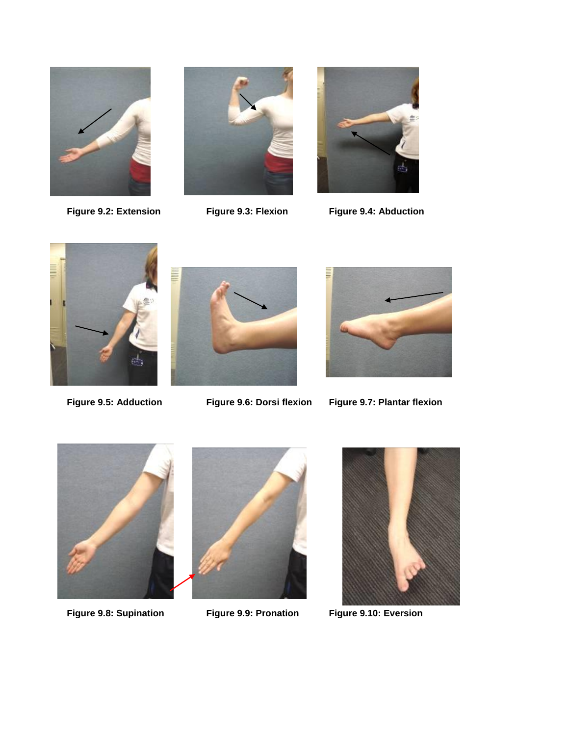Figure 9.2: Extension

Figure 9.3: Flexion

Figure 9.4: Abduction

Figure 9.5: Adduction

Figure 9.6: Dorsi flexion

Figure 9.7: Plantar flexion

Figure 9.8: Supination

Figure 9.9: Pronation

Figure 9.10: Eversion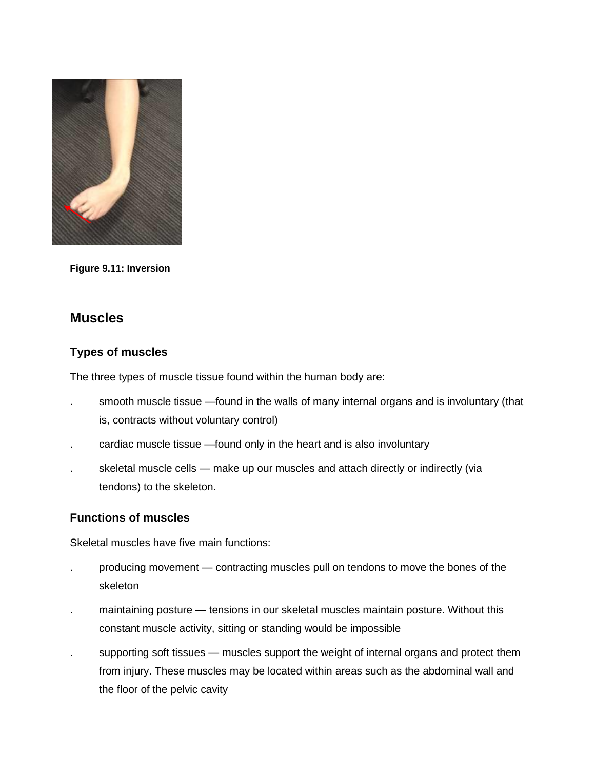Figure 9.11: Inversion

## Muscles

### Types of muscles

The three types of muscle tissue found within the human body are:

- smooth muscle tissue —found in the walls of many internal organs and is involuntary (that is, contracts without voluntary control)
- cardiac muscle tissue —found only in the heart and is also involuntary
- skeletal muscle cells — make up our muscles and attach directly or indirectly (via tendons) to the skeleton.

### Functions of muscles

Skeletal muscles have five main functions:

- producing movement — contracting muscles pull on tendons to move the bones of the skeleton
- maintaining posture — tensions in our skeletal muscles maintain posture. Without this constant muscle activity, sitting or standing would be impossible
- supporting soft tissues — muscles support the weight of internal organs and protect them from injury. These muscles may be located within areas such as the abdominal wall and the floor of the pelvic cavity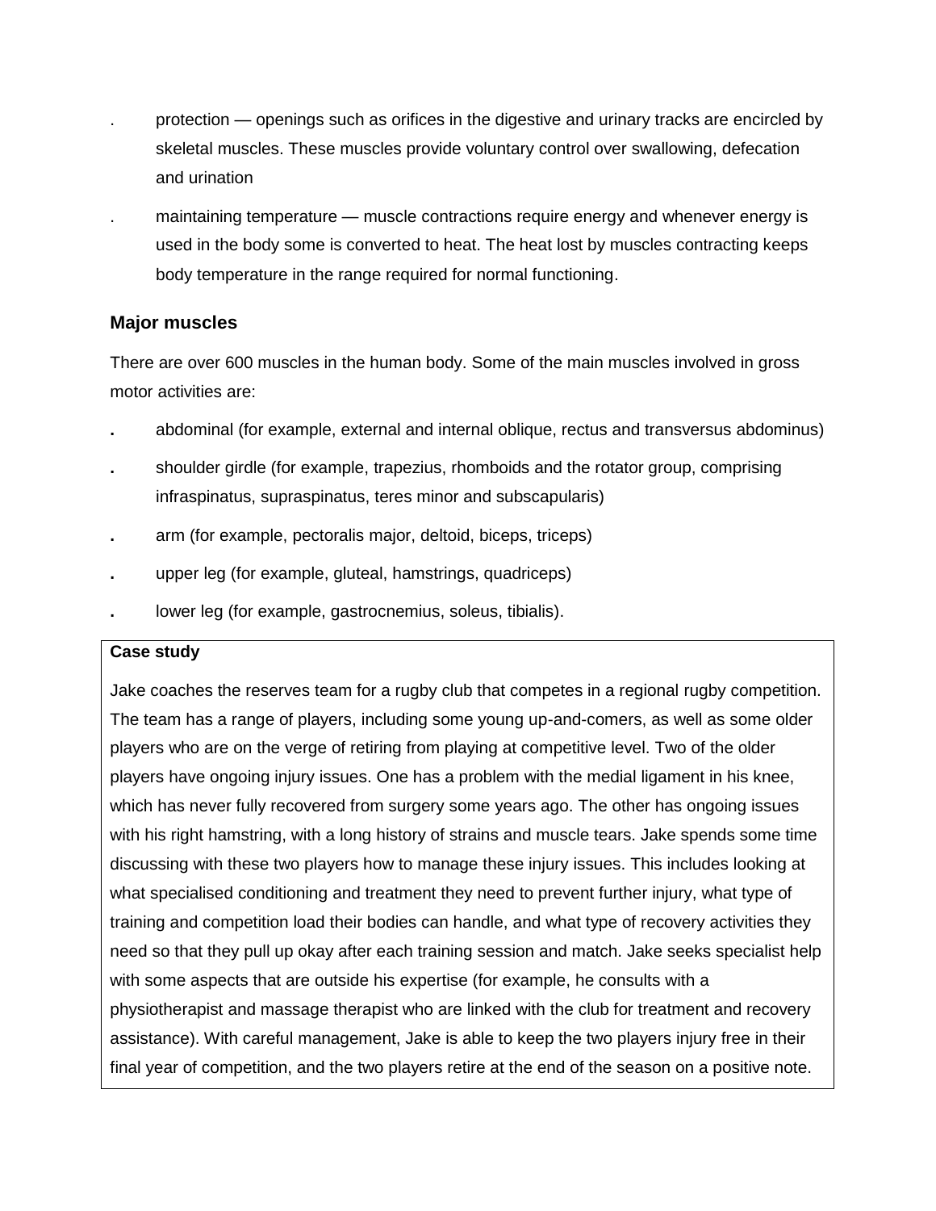- protection — openings such as orifices in the digestive and urinary tracks are encircled by skeletal muscles. These muscles provide voluntary control over swallowing, defecation and urination
- maintaining temperature — muscle contractions require energy and whenever energy is used in the body some is converted to heat. The heat lost by muscles contracting keeps body temperature in the range required for normal functioning.

### Major muscles

There are over 600 muscles in the human body. Some of the main muscles involved in gross motor activities are:

- abdominal (for example, external and internal oblique, rectus and transversus abdominus)
- shoulder girdle (for example, trapezius, rhomboids and the rotator group, comprising infraspinatus, supraspinatus, teres minor and subscapularis)
- arm (for example, pectoralis major, deltoid, biceps, triceps)
- upper leg (for example, gluteal, hamstrings, quadriceps)
- lower leg (for example, gastrocnemius, soleus, tibialis).

**Case study**

Jake coaches the reserves team for a rugby club that competes in a regional rugby competition. The team has a range of players, including some young up-and-comers, as well as some older players who are on the verge of retiring from playing at competitive level. Two of the older players have ongoing injury issues. One has a problem with the medial ligament in his knee, which has never fully recovered from surgery some years ago. The other has ongoing issues with his right hamstring, with a long history of strains and muscle tears. Jake spends some time discussing with these two players how to manage these injury issues. This includes looking at what specialised conditioning and treatment they need to prevent further injury, what type of training and competition load their bodies can handle, and what type of recovery activities they need so that they pull up okay after each training session and match. Jake seeks specialist help with some aspects that are outside his expertise (for example, he consults with a physiotherapist and massage therapist who are linked with the club for treatment and recovery assistance). With careful management, Jake is able to keep the two players injury free in their final year of competition, and the two players retire at the end of the season on a positive note.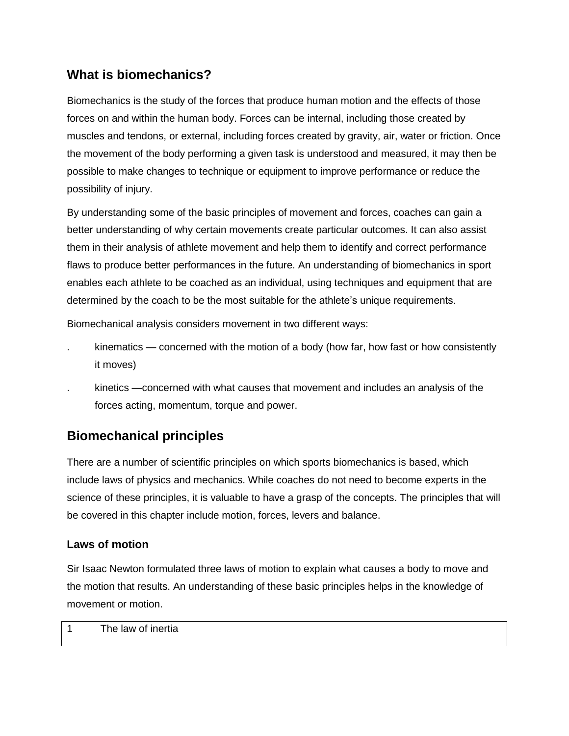## What is biomechanics?

Biomechanics is the study of the forces that produce human motion and the effects of those forces on and within the human body. Forces can be internal, including those created by muscles and tendons, or external, including forces created by gravity, air, water or friction. Once the movement of the body performing a given task is understood and measured, it may then be possible to make changes to technique or equipment to improve performance or reduce the possibility of injury.

By understanding some of the basic principles of movement and forces, coaches can gain a better understanding of why certain movements create particular outcomes. It can also assist them in their analysis of athlete movement and help them to identify and correct performance flaws to produce better performances in the future. An understanding of biomechanics in sport enables each athlete to be coached as an individual, using techniques and equipment that are determined by the coach to be the most suitable for the athlete's unique requirements.

Biomechanical analysis considers movement in two different ways:

- kinematics — concerned with the motion of a body (how far, how fast or how consistently it moves)
- kinetics —concerned with what causes that movement and includes an analysis of the forces acting, momentum, torque and power.

## Biomechanical principles

There are a number of scientific principles on which sports biomechanics is based, which include laws of physics and mechanics. While coaches do not need to become experts in the science of these principles, it is valuable to have a grasp of the concepts. The principles that will be covered in this chapter include motion, forces, levers and balance.

### Laws of motion

Sir Isaac Newton formulated three laws of motion to explain what causes a body to move and the motion that results. An understanding of these basic principles helps in the knowledge of movement or motion.

| 1 | The law of inertia |
|---|---|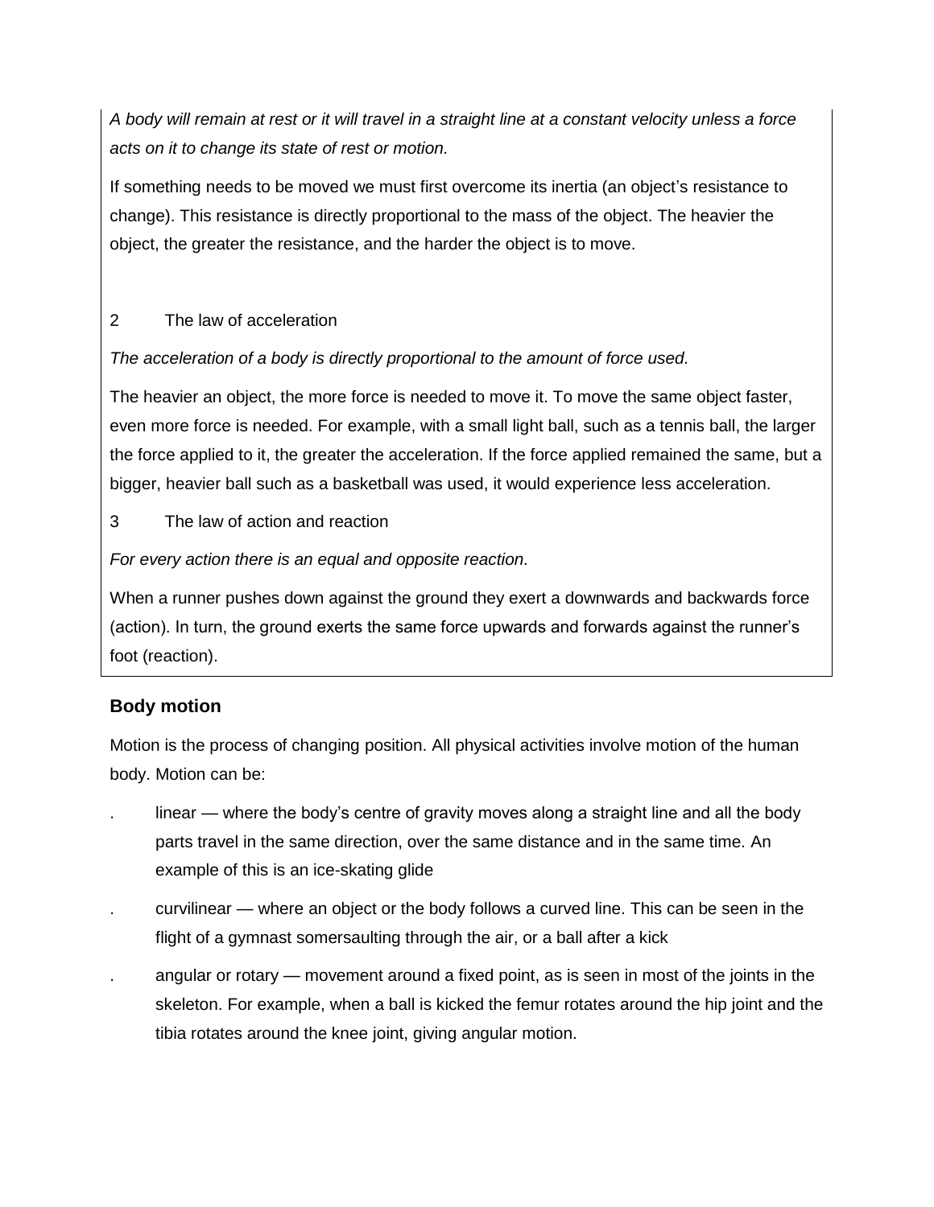*A body will remain at rest or it will travel in a straight line at a constant velocity unless a force acts on it to change its state of rest or motion.*

If something needs to be moved we must first overcome its inertia (an object's resistance to change). This resistance is directly proportional to the mass of the object. The heavier the object, the greater the resistance, and the harder the object is to move.

2 The law of acceleration

*The acceleration of a body is directly proportional to the amount of force used.*

The heavier an object, the more force is needed to move it. To move the same object faster, even more force is needed. For example, with a small light ball, such as a tennis ball, the larger the force applied to it, the greater the acceleration. If the force applied remained the same, but a bigger, heavier ball such as a basketball was used, it would experience less acceleration.

3 The law of action and reaction

*For every action there is an equal and opposite reaction.*

When a runner pushes down against the ground they exert a downwards and backwards force (action). In turn, the ground exerts the same force upwards and forwards against the runner's foot (reaction).

### Body motion

Motion is the process of changing position. All physical activities involve motion of the human body. Motion can be:

- linear — where the body's centre of gravity moves along a straight line and all the body parts travel in the same direction, over the same distance and in the same time. An example of this is an ice-skating glide
- curvilinear — where an object or the body follows a curved line. This can be seen in the flight of a gymnast somersaulting through the air, or a ball after a kick
- angular or rotary — movement around a fixed point, as is seen in most of the joints in the skeleton. For example, when a ball is kicked the femur rotates around the hip joint and the tibia rotates around the knee joint, giving angular motion.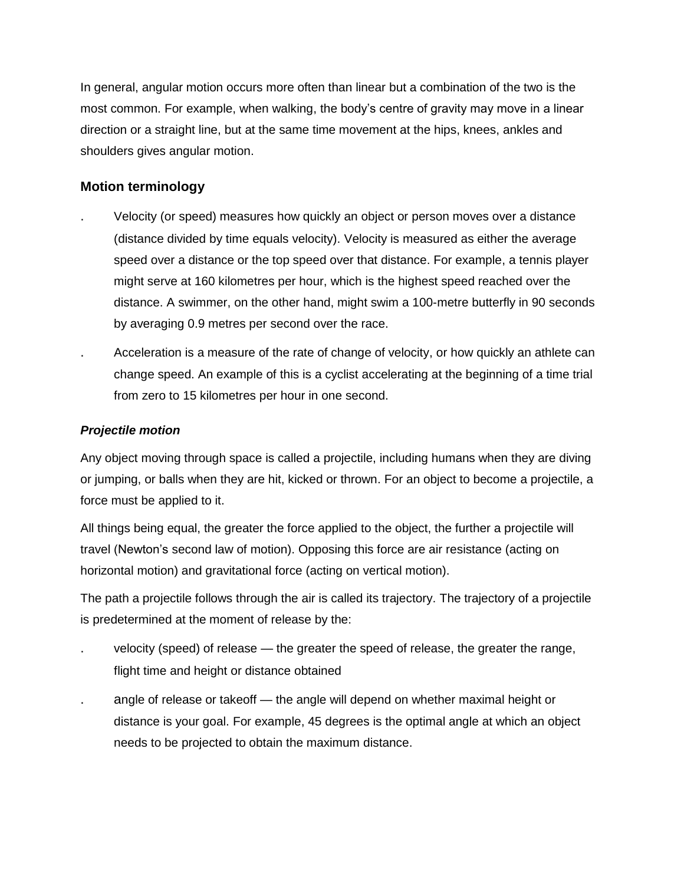In general, angular motion occurs more often than linear but a combination of the two is the most common. For example, when walking, the body's centre of gravity may move in a linear direction or a straight line, but at the same time movement at the hips, knees, ankles and shoulders gives angular motion.

### Motion terminology

- Velocity (or speed) measures how quickly an object or person moves over a distance (distance divided by time equals velocity). Velocity is measured as either the average speed over a distance or the top speed over that distance. For example, a tennis player might serve at 160 kilometres per hour, which is the highest speed reached over the distance. A swimmer, on the other hand, might swim a 100-metre butterfly in 90 seconds by averaging 0.9 metres per second over the race.
- Acceleration is a measure of the rate of change of velocity, or how quickly an athlete can change speed. An example of this is a cyclist accelerating at the beginning of a time trial from zero to 15 kilometres per hour in one second.

#### ***Projectile motion***

Any object moving through space is called a projectile, including humans when they are diving or jumping, or balls when they are hit, kicked or thrown. For an object to become a projectile, a force must be applied to it.

All things being equal, the greater the force applied to the object, the further a projectile will travel (Newton's second law of motion). Opposing this force are air resistance (acting on horizontal motion) and gravitational force (acting on vertical motion).

The path a projectile follows through the air is called its trajectory. The trajectory of a projectile is predetermined at the moment of release by the:

- velocity (speed) of release — the greater the speed of release, the greater the range, flight time and height or distance obtained
- angle of release or takeoff — the angle will depend on whether maximal height or distance is your goal. For example, 45 degrees is the optimal angle at which an object needs to be projected to obtain the maximum distance.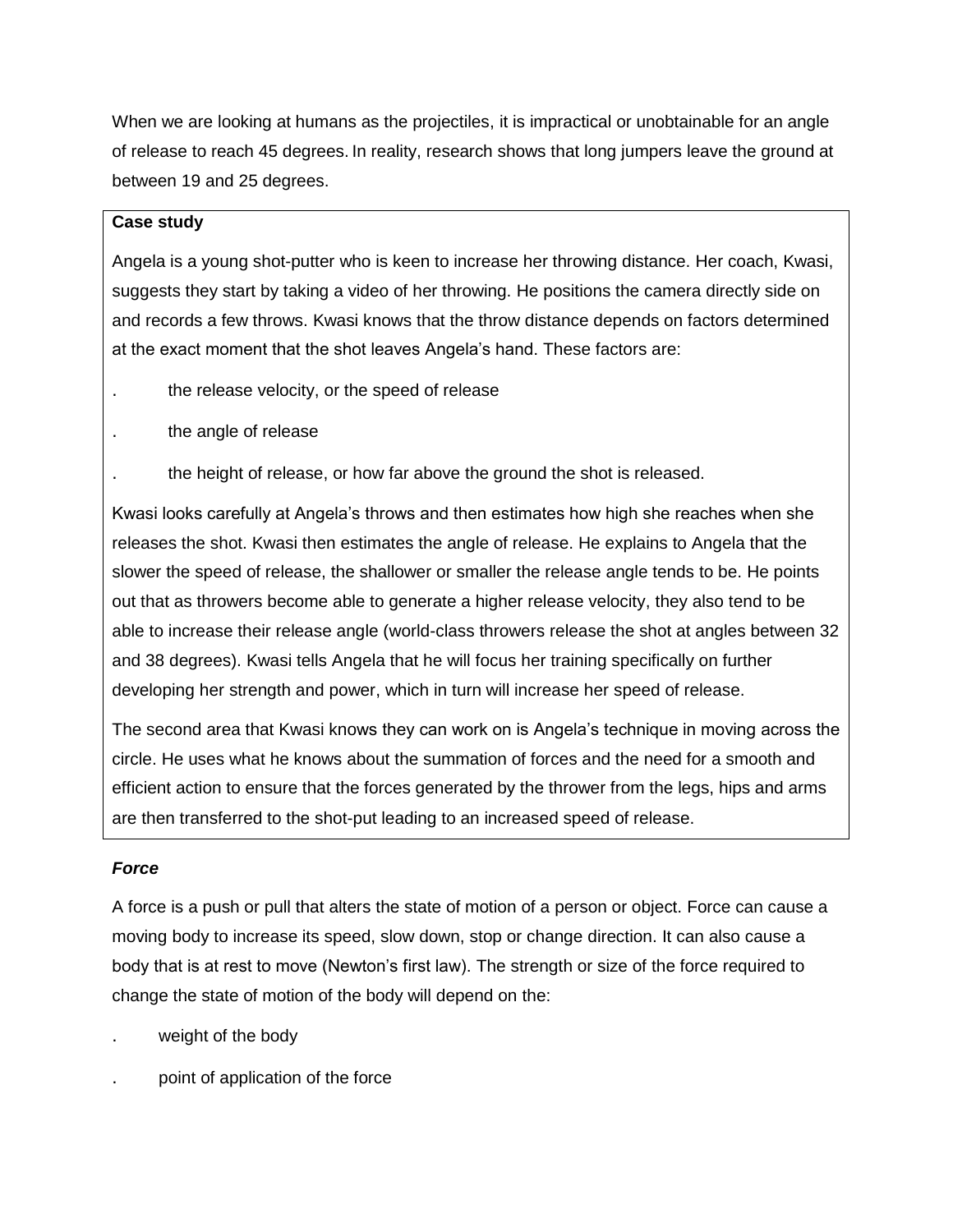When we are looking at humans as the projectiles, it is impractical or unobtainable for an angle of release to reach 45 degrees. In reality, research shows that long jumpers leave the ground at between 19 and 25 degrees.

> **Case study**
>
> Angela is a young shot-putter who is keen to increase her throwing distance. Her coach, Kwasi, suggests they start by taking a video of her throwing. He positions the camera directly side on and records a few throws. Kwasi knows that the throw distance depends on factors determined at the exact moment that the shot leaves Angela's hand. These factors are:
>
> - the release velocity, or the speed of release
> - the angle of release
> - the height of release, or how far above the ground the shot is released.
>
> Kwasi looks carefully at Angela's throws and then estimates how high she reaches when she releases the shot. Kwasi then estimates the angle of release. He explains to Angela that the slower the speed of release, the shallower or smaller the release angle tends to be. He points out that as throwers become able to generate a higher release velocity, they also tend to be able to increase their release angle (world-class throwers release the shot at angles between 32 and 38 degrees). Kwasi tells Angela that he will focus her training specifically on further developing her strength and power, which in turn will increase her speed of release.
>
> The second area that Kwasi knows they can work on is Angela's technique in moving across the circle. He uses what he knows about the summation of forces and the need for a smooth and efficient action to ensure that the forces generated by the thrower from the legs, hips and arms are then transferred to the shot-put leading to an increased speed of release.

### *Force*

A force is a push or pull that alters the state of motion of a person or object. Force can cause a moving body to increase its speed, slow down, stop or change direction. It can also cause a body that is at rest to move (Newton's first law). The strength or size of the force required to change the state of motion of the body will depend on the:

- weight of the body
- point of application of the force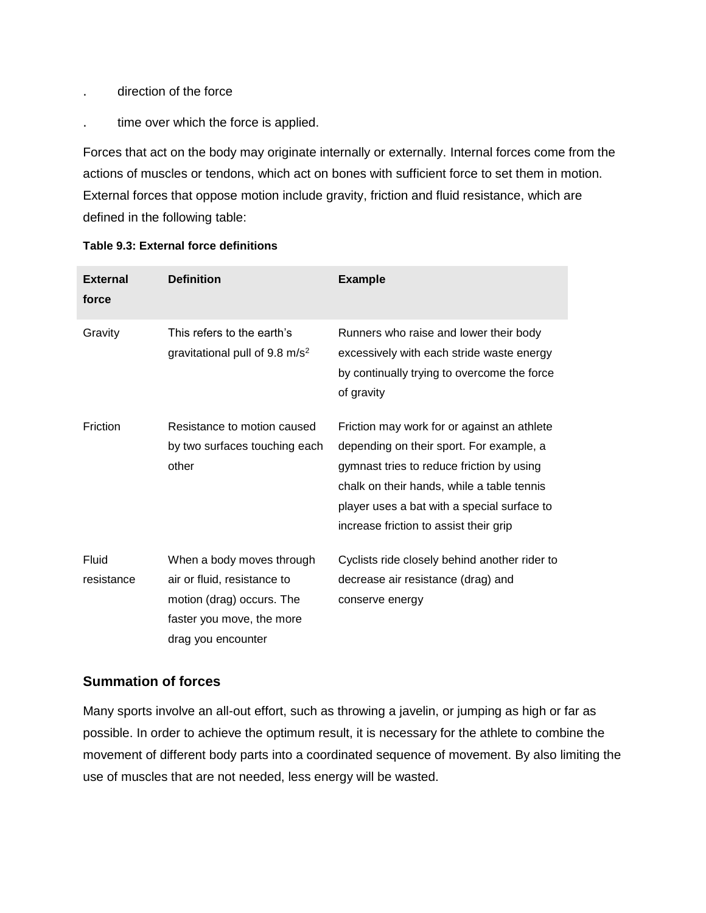- direction of the force
- time over which the force is applied.

Forces that act on the body may originate internally or externally. Internal forces come from the actions of muscles or tendons, which act on bones with sufficient force to set them in motion. External forces that oppose motion include gravity, friction and fluid resistance, which are defined in the following table:

**Table 9.3: External force definitions**

| External force | Definition | Example |
| --- | --- | --- |
| Gravity | This refers to the earth's gravitational pull of 9.8 $m/s^2$ | Runners who raise and lower their body excessively with each stride waste energy by continually trying to overcome the force of gravity |
| Friction | Resistance to motion caused by two surfaces touching each other | Friction may work for or against an athlete depending on their sport. For example, a gymnast tries to reduce friction by using chalk on their hands, while a table tennis player uses a bat with a special surface to increase friction to assist their grip |
| Fluid resistance | When a body moves through air or fluid, resistance to motion (drag) occurs. The faster you move, the more drag you encounter | Cyclists ride closely behind another rider to decrease air resistance (drag) and conserve energy |

### Summation of forces

Many sports involve an all-out effort, such as throwing a javelin, or jumping as high or far as possible. In order to achieve the optimum result, it is necessary for the athlete to combine the movement of different body parts into a coordinated sequence of movement. By also limiting the use of muscles that are not needed, less energy will be wasted.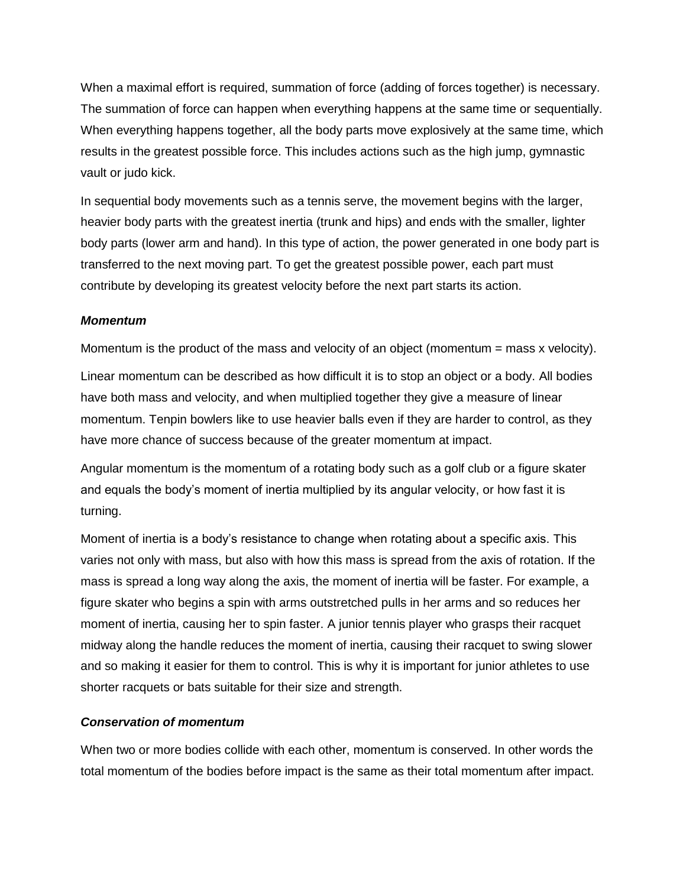When a maximal effort is required, summation of force (adding of forces together) is necessary. The summation of force can happen when everything happens at the same time or sequentially. When everything happens together, all the body parts move explosively at the same time, which results in the greatest possible force. This includes actions such as the high jump, gymnastic vault or judo kick.

In sequential body movements such as a tennis serve, the movement begins with the larger, heavier body parts with the greatest inertia (trunk and hips) and ends with the smaller, lighter body parts (lower arm and hand). In this type of action, the power generated in one body part is transferred to the next moving part. To get the greatest possible power, each part must contribute by developing its greatest velocity before the next part starts its action.

***Momentum***

Momentum is the product of the mass and velocity of an object (momentum = mass x velocity).

Linear momentum can be described as how difficult it is to stop an object or a body. All bodies have both mass and velocity, and when multiplied together they give a measure of linear momentum. Tenpin bowlers like to use heavier balls even if they are harder to control, as they have more chance of success because of the greater momentum at impact.

Angular momentum is the momentum of a rotating body such as a golf club or a figure skater and equals the body's moment of inertia multiplied by its angular velocity, or how fast it is turning.

Moment of inertia is a body's resistance to change when rotating about a specific axis. This varies not only with mass, but also with how this mass is spread from the axis of rotation. If the mass is spread a long way along the axis, the moment of inertia will be faster. For example, a figure skater who begins a spin with arms outstretched pulls in her arms and so reduces her moment of inertia, causing her to spin faster. A junior tennis player who grasps their racquet midway along the handle reduces the moment of inertia, causing their racquet to swing slower and so making it easier for them to control. This is why it is important for junior athletes to use shorter racquets or bats suitable for their size and strength.

***Conservation of momentum***

When two or more bodies collide with each other, momentum is conserved. In other words the total momentum of the bodies before impact is the same as their total momentum after impact.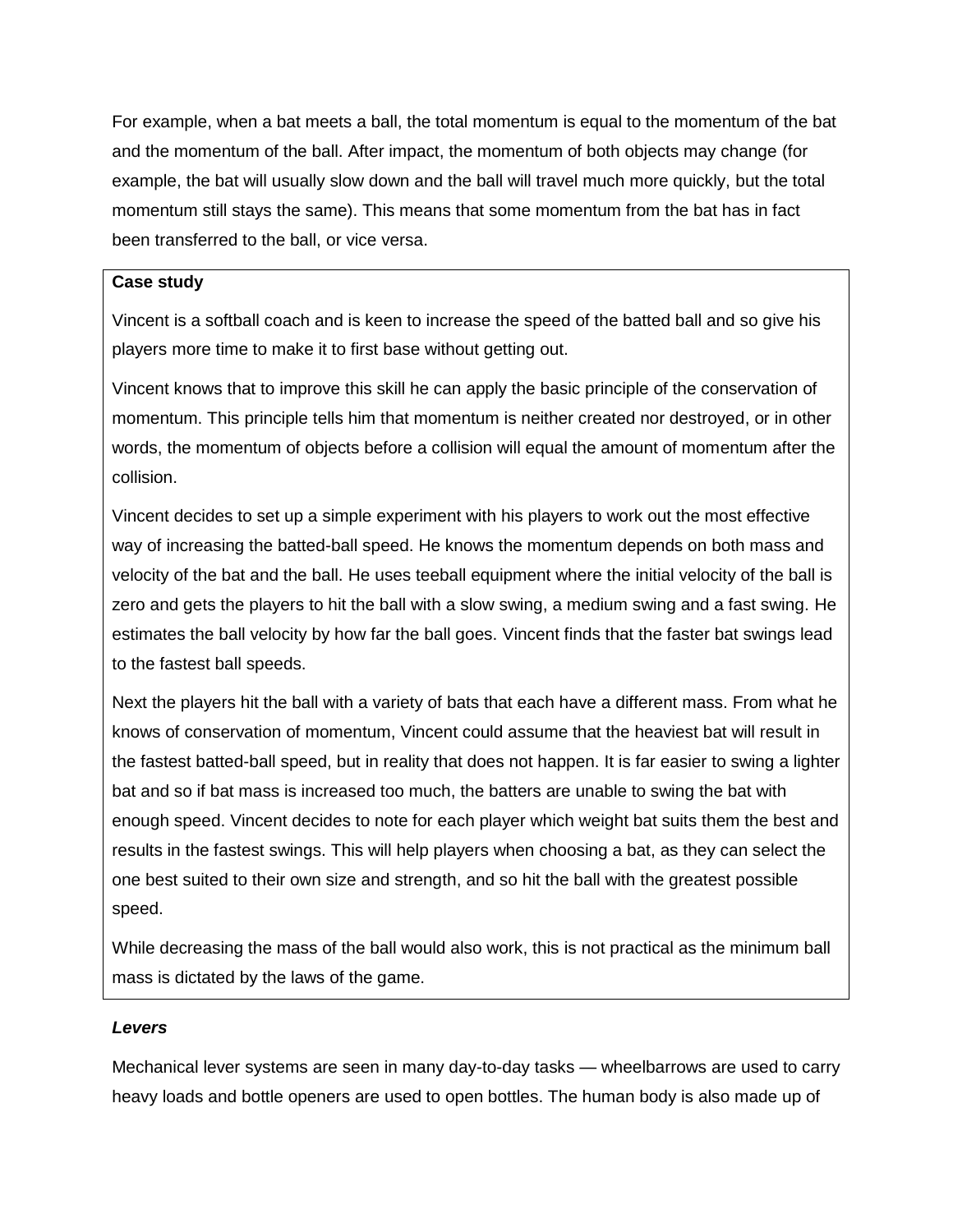For example, when a bat meets a ball, the total momentum is equal to the momentum of the bat and the momentum of the ball. After impact, the momentum of both objects may change (for example, the bat will usually slow down and the ball will travel much more quickly, but the total momentum still stays the same). This means that some momentum from the bat has in fact been transferred to the ball, or vice versa.

> **Case study**
>
> Vincent is a softball coach and is keen to increase the speed of the batted ball and so give his players more time to make it to first base without getting out.
>
> Vincent knows that to improve this skill he can apply the basic principle of the conservation of momentum. This principle tells him that momentum is neither created nor destroyed, or in other words, the momentum of objects before a collision will equal the amount of momentum after the collision.
>
> Vincent decides to set up a simple experiment with his players to work out the most effective way of increasing the batted-ball speed. He knows the momentum depends on both mass and velocity of the bat and the ball. He uses teeball equipment where the initial velocity of the ball is zero and gets the players to hit the ball with a slow swing, a medium swing and a fast swing. He estimates the ball velocity by how far the ball goes. Vincent finds that the faster bat swings lead to the fastest ball speeds.
>
> Next the players hit the ball with a variety of bats that each have a different mass. From what he knows of conservation of momentum, Vincent could assume that the heaviest bat will result in the fastest batted-ball speed, but in reality that does not happen. It is far easier to swing a lighter bat and so if bat mass is increased too much, the batters are unable to swing the bat with enough speed. Vincent decides to note for each player which weight bat suits them the best and results in the fastest swings. This will help players when choosing a bat, as they can select the one best suited to their own size and strength, and so hit the ball with the greatest possible speed.
>
> While decreasing the mass of the ball would also work, this is not practical as the minimum ball mass is dictated by the laws of the game.

***Levers***

Mechanical lever systems are seen in many day-to-day tasks — wheelbarrows are used to carry heavy loads and bottle openers are used to open bottles. The human body is also made up of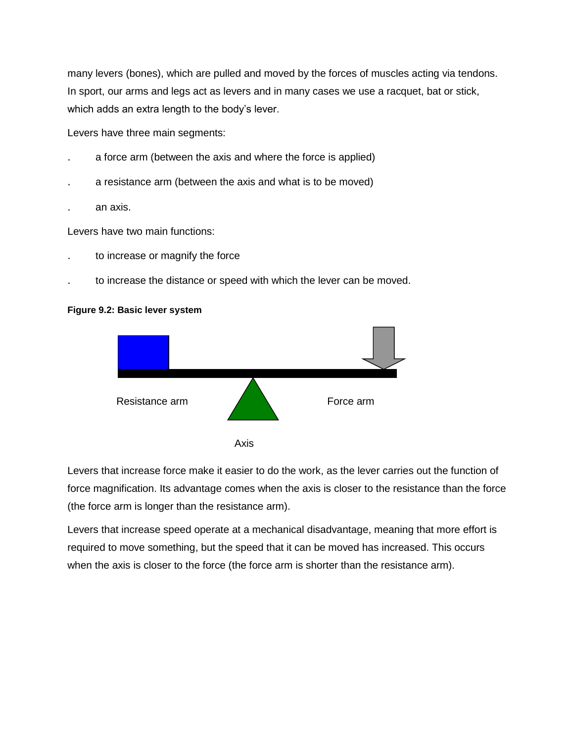many levers (bones), which are pulled and moved by the forces of muscles acting via tendons. In sport, our arms and legs act as levers and in many cases we use a racquet, bat or stick, which adds an extra length to the body's lever.

Levers have three main segments:

- a force arm (between the axis and where the force is applied)
- a resistance arm (between the axis and what is to be moved)
- an axis.

Levers have two main functions:

- to increase or magnify the force
- to increase the distance or speed with which the lever can be moved.

**Figure 9.2: Basic lever system**

Resistance arm

Force arm

Axis

Levers that increase force make it easier to do the work, as the lever carries out the function of force magnification. Its advantage comes when the axis is closer to the resistance than the force (the force arm is longer than the resistance arm).

Levers that increase speed operate at a mechanical disadvantage, meaning that more effort is required to move something, but the speed that it can be moved has increased. This occurs when the axis is closer to the force (the force arm is shorter than the resistance arm).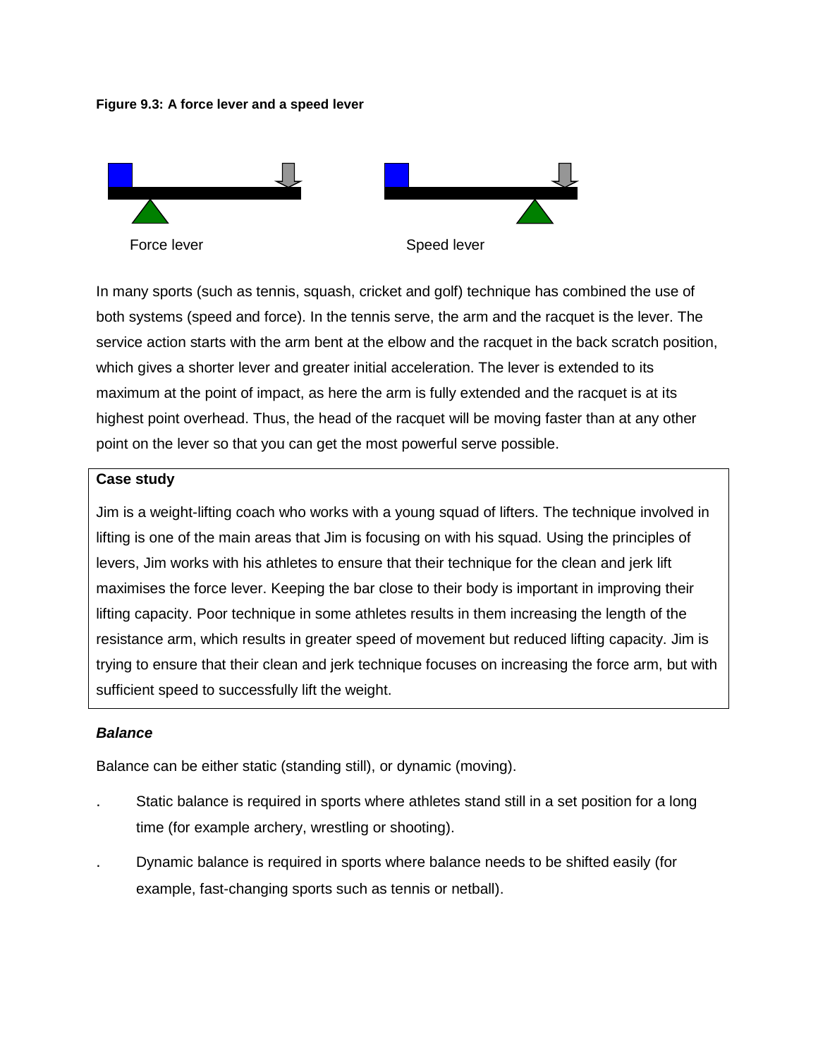**Figure 9.3: A force lever and a speed lever**

Force lever

Speed lever

In many sports (such as tennis, squash, cricket and golf) technique has combined the use of both systems (speed and force). In the tennis serve, the arm and the racquet is the lever. The service action starts with the arm bent at the elbow and the racquet in the back scratch position, which gives a shorter lever and greater initial acceleration. The lever is extended to its maximum at the point of impact, as here the arm is fully extended and the racquet is at its highest point overhead. Thus, the head of the racquet will be moving faster than at any other point on the lever so that you can get the most powerful serve possible.

> **Case study**
>
> Jim is a weight-lifting coach who works with a young squad of lifters. The technique involved in lifting is one of the main areas that Jim is focusing on with his squad. Using the principles of levers, Jim works with his athletes to ensure that their technique for the clean and jerk lift maximises the force lever. Keeping the bar close to their body is important in improving their lifting capacity. Poor technique in some athletes results in them increasing the length of the resistance arm, which results in greater speed of movement but reduced lifting capacity. Jim is trying to ensure that their clean and jerk technique focuses on increasing the force arm, but with sufficient speed to successfully lift the weight.

### *Balance*

Balance can be either static (standing still), or dynamic (moving).

- Static balance is required in sports where athletes stand still in a set position for a long time (for example archery, wrestling or shooting).
- Dynamic balance is required in sports where balance needs to be shifted easily (for example, fast-changing sports such as tennis or netball).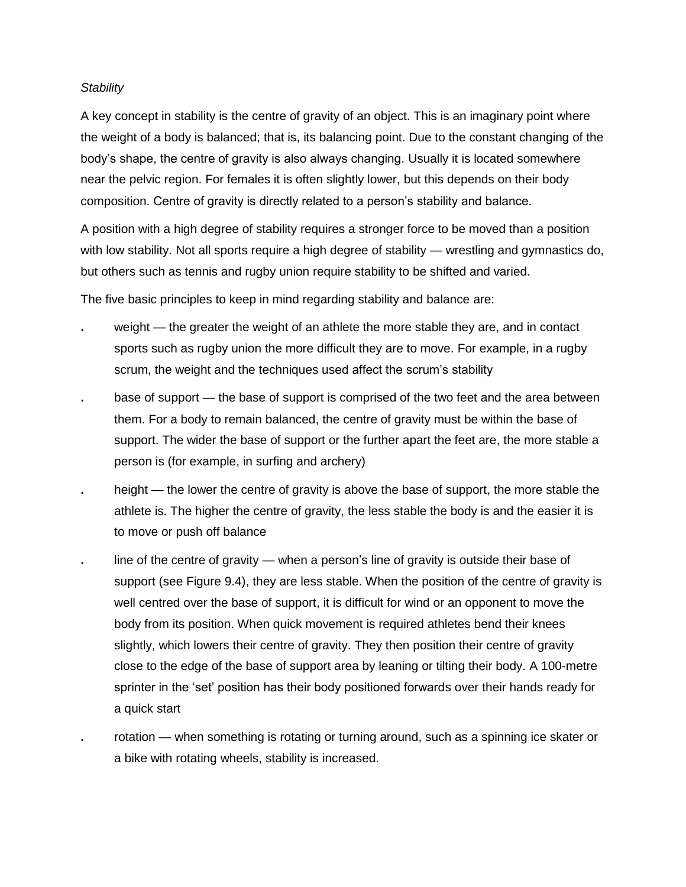*Stability*

A key concept in stability is the centre of gravity of an object. This is an imaginary point where the weight of a body is balanced; that is, its balancing point. Due to the constant changing of the body's shape, the centre of gravity is also always changing. Usually it is located somewhere near the pelvic region. For females it is often slightly lower, but this depends on their body composition. Centre of gravity is directly related to a person's stability and balance.

A position with a high degree of stability requires a stronger force to be moved than a position with low stability. Not all sports require a high degree of stability — wrestling and gymnastics do, but others such as tennis and rugby union require stability to be shifted and varied.

The five basic principles to keep in mind regarding stability and balance are:

- weight — the greater the weight of an athlete the more stable they are, and in contact sports such as rugby union the more difficult they are to move. For example, in a rugby scrum, the weight and the techniques used affect the scrum's stability
- base of support — the base of support is comprised of the two feet and the area between them. For a body to remain balanced, the centre of gravity must be within the base of support. The wider the base of support or the further apart the feet are, the more stable a person is (for example, in surfing and archery)
- height — the lower the centre of gravity is above the base of support, the more stable the athlete is. The higher the centre of gravity, the less stable the body is and the easier it is to move or push off balance
- line of the centre of gravity — when a person's line of gravity is outside their base of support (see Figure 9.4), they are less stable. When the position of the centre of gravity is well centred over the base of support, it is difficult for wind or an opponent to move the body from its position. When quick movement is required athletes bend their knees slightly, which lowers their centre of gravity. They then position their centre of gravity close to the edge of the base of support area by leaning or tilting their body. A 100-metre sprinter in the 'set' position has their body positioned forwards over their hands ready for a quick start
- rotation — when something is rotating or turning around, such as a spinning ice skater or a bike with rotating wheels, stability is increased.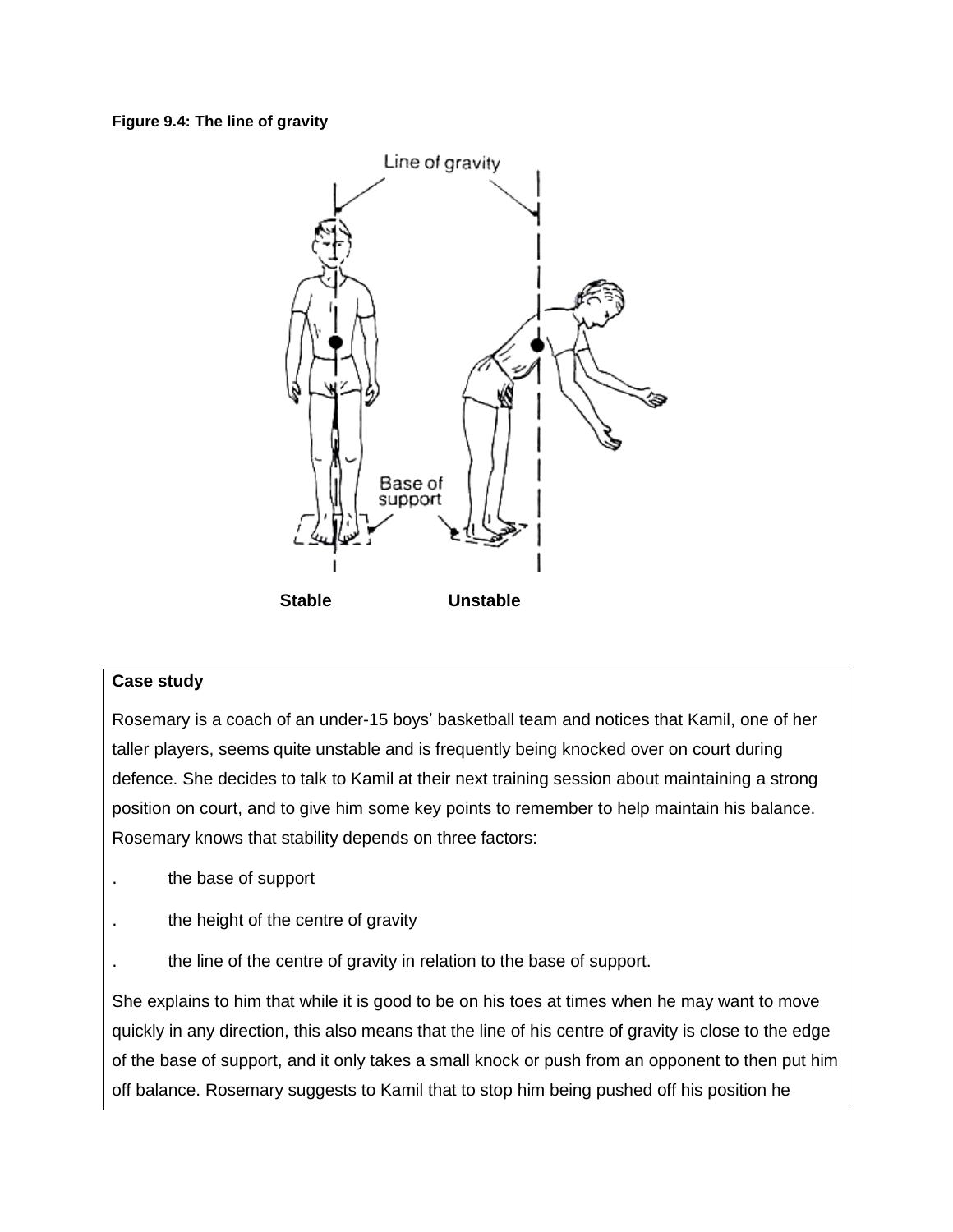**Figure 9.4: The line of gravity**

Stable Unstable

**Case study**

Rosemary is a coach of an under-15 boys' basketball team and notices that Kamil, one of her taller players, seems quite unstable and is frequently being knocked over on court during defence. She decides to talk to Kamil at their next training session about maintaining a strong position on court, and to give him some key points to remember to help maintain his balance. Rosemary knows that stability depends on three factors:

- the base of support
- the height of the centre of gravity
- the line of the centre of gravity in relation to the base of support.

She explains to him that while it is good to be on his toes at times when he may want to move quickly in any direction, this also means that the line of his centre of gravity is close to the edge of the base of support, and it only takes a small knock or push from an opponent to then put him off balance. Rosemary suggests to Kamil that to stop him being pushed off his position he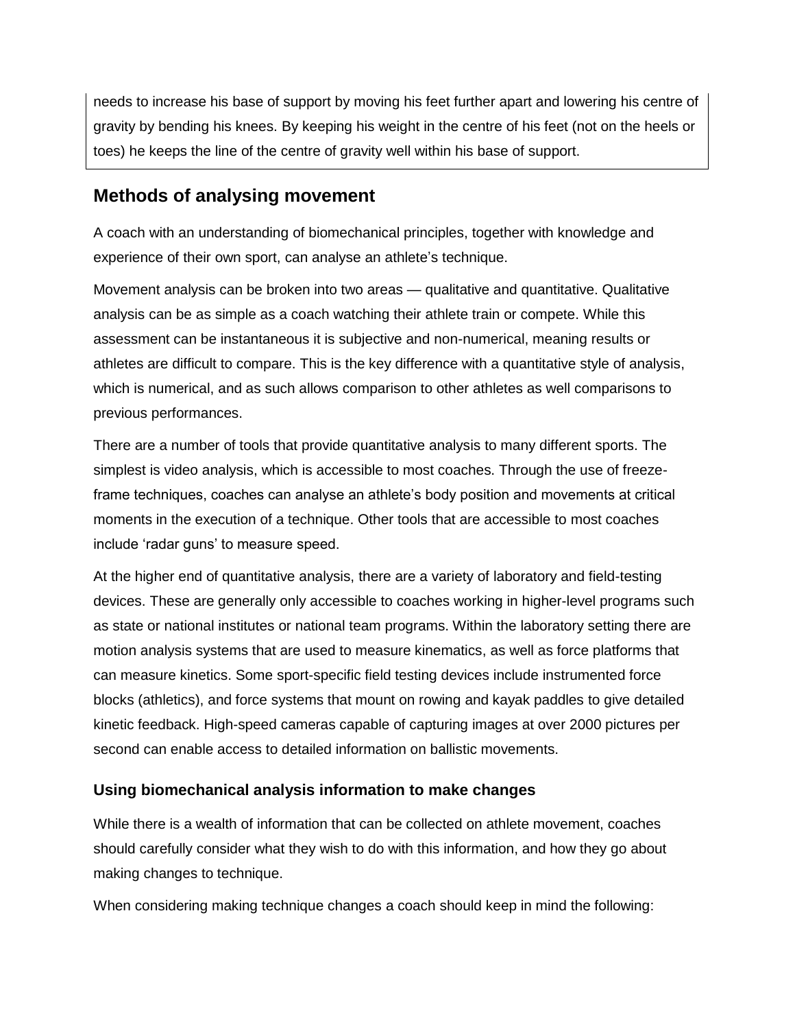needs to increase his base of support by moving his feet further apart and lowering his centre of gravity by bending his knees. By keeping his weight in the centre of his feet (not on the heels or toes) he keeps the line of the centre of gravity well within his base of support.

## Methods of analysing movement

A coach with an understanding of biomechanical principles, together with knowledge and experience of their own sport, can analyse an athlete's technique.

Movement analysis can be broken into two areas — qualitative and quantitative. Qualitative analysis can be as simple as a coach watching their athlete train or compete. While this assessment can be instantaneous it is subjective and non-numerical, meaning results or athletes are difficult to compare. This is the key difference with a quantitative style of analysis, which is numerical, and as such allows comparison to other athletes as well comparisons to previous performances.

There are a number of tools that provide quantitative analysis to many different sports. The simplest is video analysis, which is accessible to most coaches. Through the use of freeze-frame techniques, coaches can analyse an athlete's body position and movements at critical moments in the execution of a technique. Other tools that are accessible to most coaches include 'radar guns' to measure speed.

At the higher end of quantitative analysis, there are a variety of laboratory and field-testing devices. These are generally only accessible to coaches working in higher-level programs such as state or national institutes or national team programs. Within the laboratory setting there are motion analysis systems that are used to measure kinematics, as well as force platforms that can measure kinetics. Some sport-specific field testing devices include instrumented force blocks (athletics), and force systems that mount on rowing and kayak paddles to give detailed kinetic feedback. High-speed cameras capable of capturing images at over 2000 pictures per second can enable access to detailed information on ballistic movements.

### Using biomechanical analysis information to make changes

While there is a wealth of information that can be collected on athlete movement, coaches should carefully consider what they wish to do with this information, and how they go about making changes to technique.

When considering making technique changes a coach should keep in mind the following: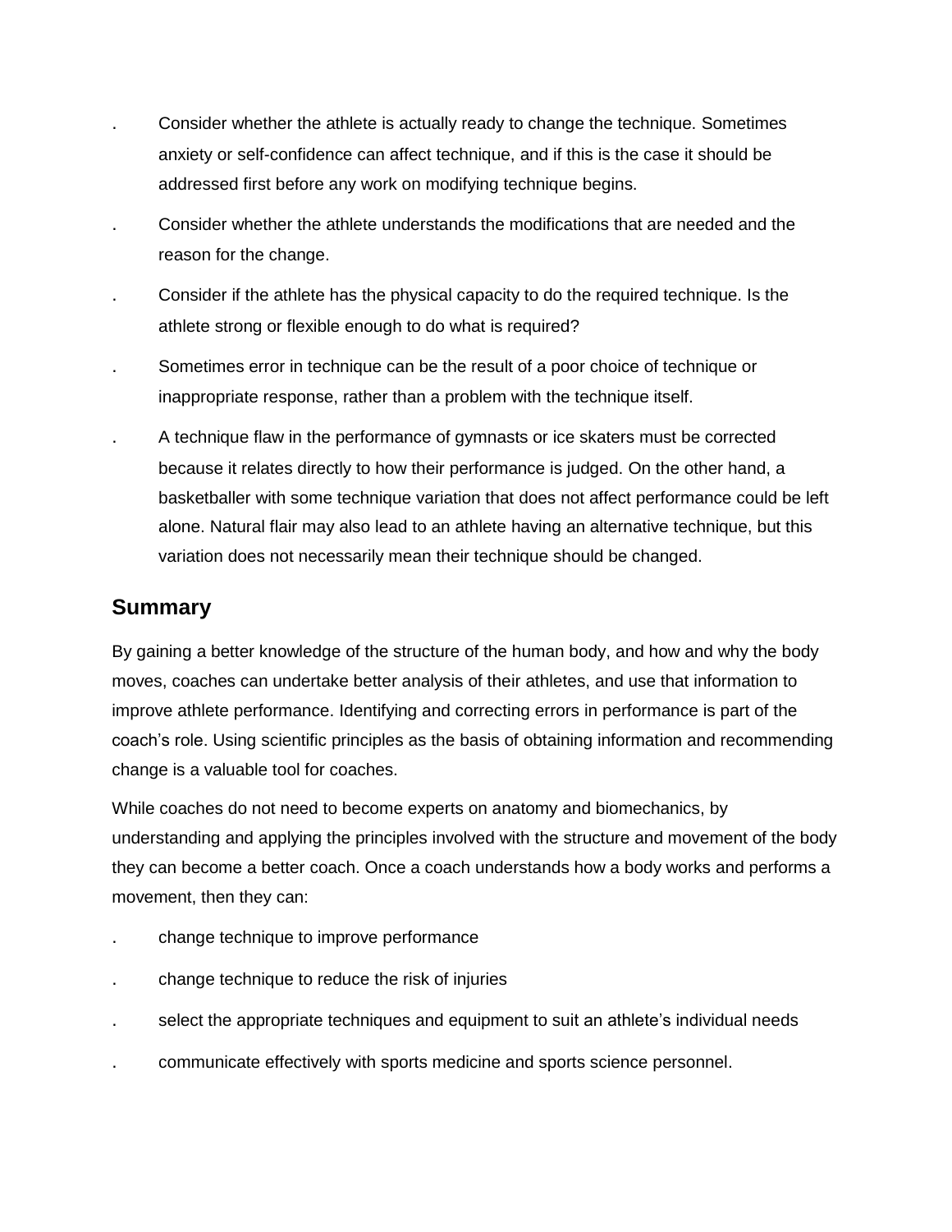- Consider whether the athlete is actually ready to change the technique. Sometimes anxiety or self-confidence can affect technique, and if this is the case it should be addressed first before any work on modifying technique begins.
- Consider whether the athlete understands the modifications that are needed and the reason for the change.
- Consider if the athlete has the physical capacity to do the required technique. Is the athlete strong or flexible enough to do what is required?
- Sometimes error in technique can be the result of a poor choice of technique or inappropriate response, rather than a problem with the technique itself.
- A technique flaw in the performance of gymnasts or ice skaters must be corrected because it relates directly to how their performance is judged. On the other hand, a basketballer with some technique variation that does not affect performance could be left alone. Natural flair may also lead to an athlete having an alternative technique, but this variation does not necessarily mean their technique should be changed.

## Summary

By gaining a better knowledge of the structure of the human body, and how and why the body moves, coaches can undertake better analysis of their athletes, and use that information to improve athlete performance. Identifying and correcting errors in performance is part of the coach's role. Using scientific principles as the basis of obtaining information and recommending change is a valuable tool for coaches.

While coaches do not need to become experts on anatomy and biomechanics, by understanding and applying the principles involved with the structure and movement of the body they can become a better coach. Once a coach understands how a body works and performs a movement, then they can:

- change technique to improve performance
- change technique to reduce the risk of injuries
- select the appropriate techniques and equipment to suit an athlete's individual needs
- communicate effectively with sports medicine and sports science personnel.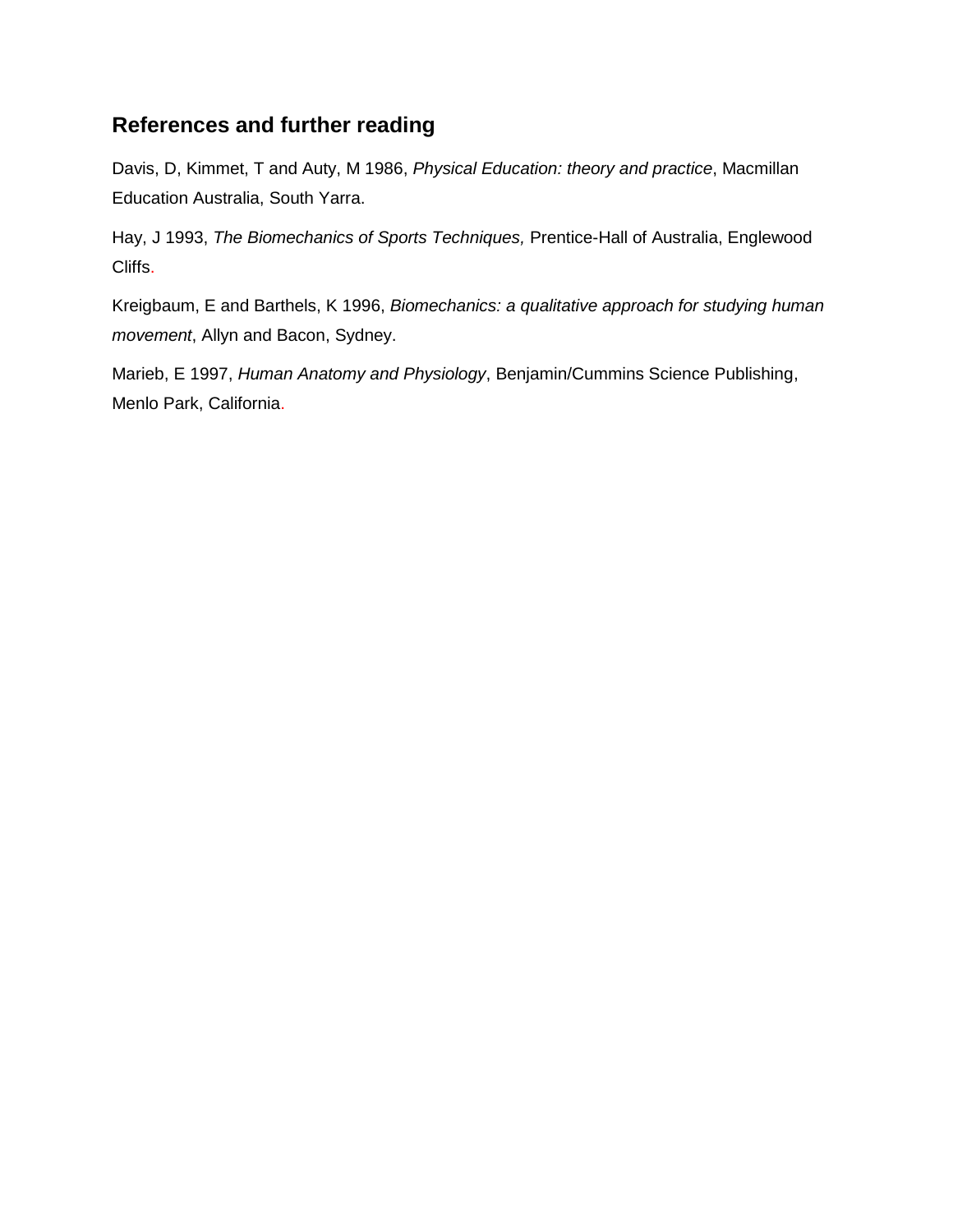## References and further reading

Davis, D, Kimmet, T and Auty, M 1986, *Physical Education: theory and practice*, Macmillan Education Australia, South Yarra.

Hay, J 1993, *The Biomechanics of Sports Techniques,* Prentice-Hall of Australia, Englewood Cliffs.

Kreigbaum, E and Barthels, K 1996, *Biomechanics: a qualitative approach for studying human movement*, Allyn and Bacon, Sydney.

Marieb, E 1997, *Human Anatomy and Physiology*, Benjamin/Cummins Science Publishing, Menlo Park, California.